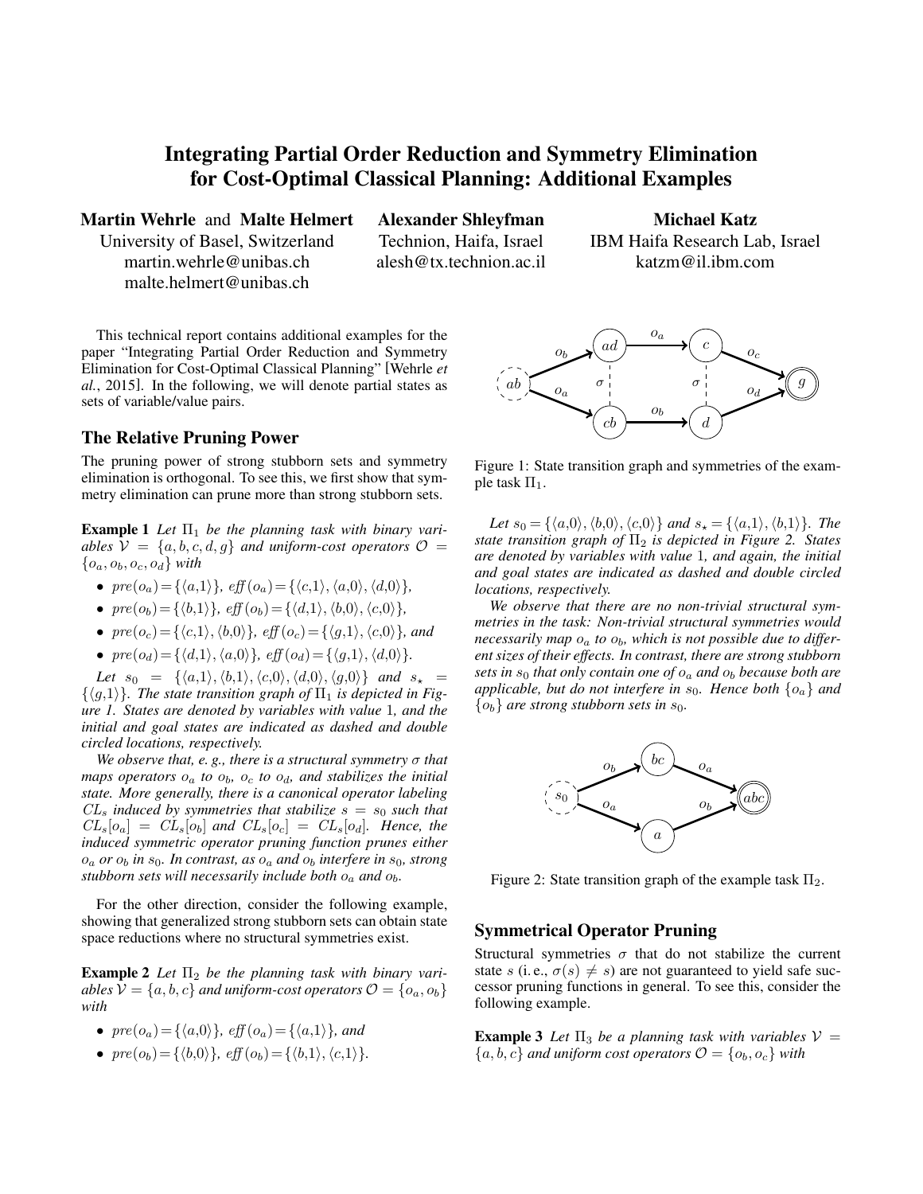# Integrating Partial Order Reduction and Symmetry Elimination for Cost-Optimal Classical Planning: Additional Examples

**Martin Wehrle** and **Malte Helmert**
University of Basel, Switzerland
martin.wehrle@unibas.ch
malte.helmert@unibas.ch

**Alexander Shleyfman**
Technion, Haifa, Israel
alesh@tx.technion.ac.il

**Michael Katz**
IBM Haifa Research Lab, Israel
katzm@il.ibm.com

This technical report contains additional examples for the paper "Integrating Partial Order Reduction and Symmetry Elimination for Cost-Optimal Classical Planning" [Wehrle *et al.*, 2015]. In the following, we will denote partial states as sets of variable/value pairs.

## The Relative Pruning Power

The pruning power of strong stubborn sets and symmetry elimination is orthogonal. To see this, we first show that symmetry elimination can prune more than strong stubborn sets.

**Example 1** *Let $\Pi_1$ be the planning task with binary variables $\mathcal{V} = \{a, b, c, d, g\}$ and uniform-cost operators $\mathcal{O} = \{o_a, o_b, o_c, o_d\}$ with*

- $pre(o_a) = \{\langle a,1\rangle\}$, $\mathit{eff}(o_a) = \{\langle c,1\rangle, \langle a,0\rangle, \langle d,0\rangle\}$,
- $pre(o_b) = \{\langle b,1\rangle\}$, $\mathit{eff}(o_b) = \{\langle d,1\rangle, \langle b,0\rangle, \langle c,0\rangle\}$,
- $pre(o_c) = \{\langle c,1\rangle, \langle b,0\rangle\}$, $\mathit{eff}(o_c) = \{\langle g,1\rangle, \langle c,0\rangle\}$, *and*
- $pre(o_d) = \{\langle d,1\rangle, \langle a,0\rangle\}$, $\mathit{eff}(o_d) = \{\langle g,1\rangle, \langle d,0\rangle\}$.

*Let $s_0 = \{\langle a,1\rangle, \langle b,1\rangle, \langle c,0\rangle, \langle d,0\rangle, \langle g,0\rangle\}$ and $s_\star = \{\langle g,1\rangle\}$. The state transition graph of $\Pi_1$ is depicted in Figure 1. States are denoted by variables with value 1, and the initial and goal states are indicated as dashed and double circled locations, respectively.*

*We observe that, e. g., there is a structural symmetry $\sigma$ that maps operators $o_a$ to $o_b$, $o_c$ to $o_d$, and stabilizes the initial state. More generally, there is a canonical operator labeling $CL_s$ induced by symmetries that stabilize $s = s_0$ such that $CL_s[o_a] = CL_s[o_b]$ and $CL_s[o_c] = CL_s[o_d]$. Hence, the induced symmetric operator pruning function prunes either $o_a$ or $o_b$ in $s_0$. In contrast, as $o_a$ and $o_b$ interfere in $s_0$, strong stubborn sets will necessarily include both $o_a$ and $o_b$.*

Figure 1: State transition graph and symmetries of the example task $\Pi_1$.

For the other direction, consider the following example, showing that generalized strong stubborn sets can obtain state space reductions where no structural symmetries exist.

**Example 2** *Let $\Pi_2$ be the planning task with binary variables $\mathcal{V} = \{a, b, c\}$ and uniform-cost operators $\mathcal{O} = \{o_a, o_b\}$ with*

- $pre(o_a) = \{\langle a,0\rangle\}$, $\mathit{eff}(o_a) = \{\langle a,1\rangle\}$, *and*
- $pre(o_b) = \{\langle b,0\rangle\}$, $\mathit{eff}(o_b) = \{\langle b,1\rangle, \langle c,1\rangle\}$.

*Let $s_0 = \{\langle a,0\rangle, \langle b,0\rangle, \langle c,0\rangle\}$ and $s_\star = \{\langle a,1\rangle, \langle b,1\rangle\}$. The state transition graph of $\Pi_2$ is depicted in Figure 2. States are denoted by variables with value 1, and again, the initial and goal states are indicated as dashed and double circled locations, respectively.*

*We observe that there are no non-trivial structural symmetries in the task: Non-trivial structural symmetries would necessarily map $o_a$ to $o_b$, which is not possible due to different sizes of their effects. In contrast, there are strong stubborn sets in $s_0$ that only contain one of $o_a$ and $o_b$ because both are applicable, but do not interfere in $s_0$. Hence both $\{o_a\}$ and $\{o_b\}$ are strong stubborn sets in $s_0$.*

Figure 2: State transition graph of the example task $\Pi_2$.

## Symmetrical Operator Pruning

Structural symmetries $\sigma$ that do not stabilize the current state $s$ (i. e., $\sigma(s) \neq s$) are not guaranteed to yield safe successor pruning functions in general. To see this, consider the following example.

**Example 3** *Let $\Pi_3$ be a planning task with variables $\mathcal{V} = \{a, b, c\}$ and uniform cost operators $\mathcal{O} = \{o_b, o_c\}$ with*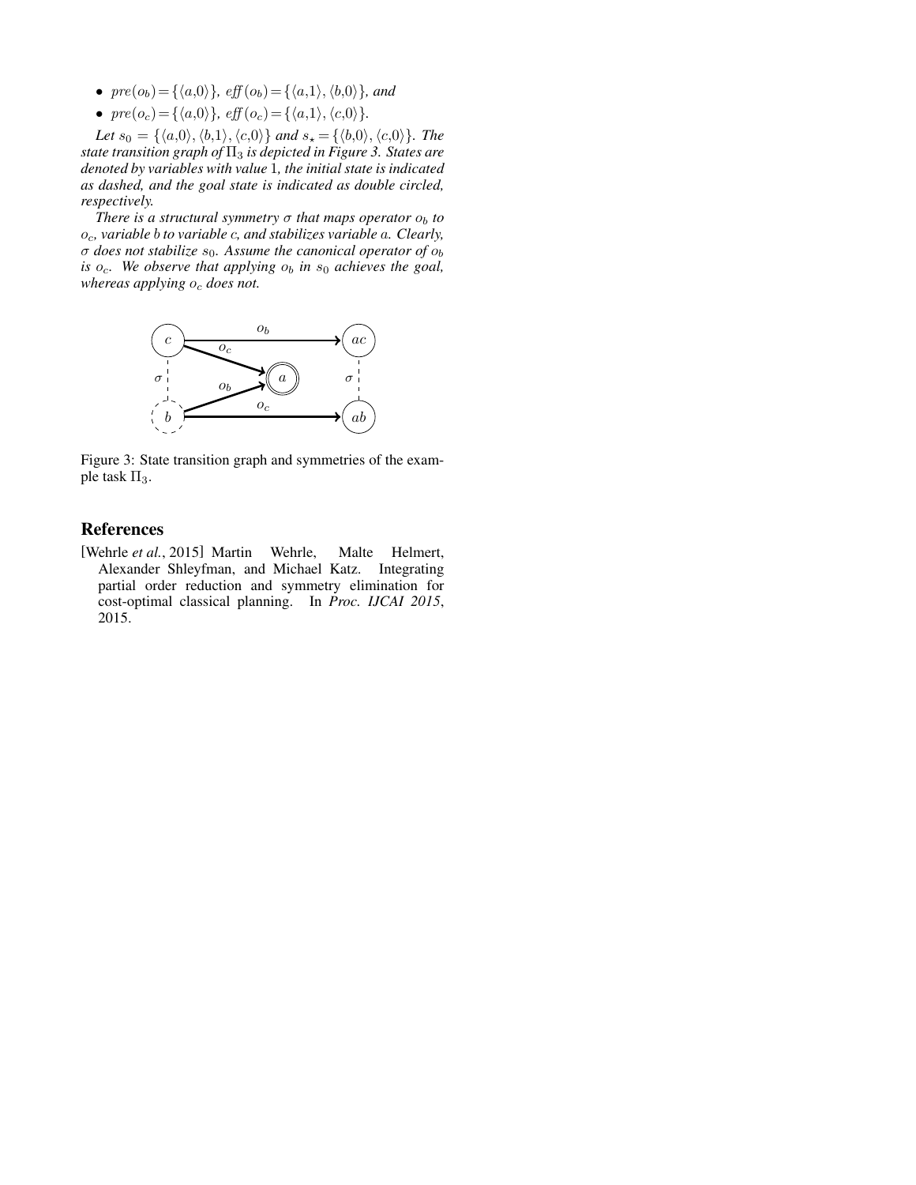- *$pre(o_b) = \{\langle a,0\rangle\}$, $eff(o_b) = \{\langle a,1\rangle, \langle b,0\rangle\}$, and*
- *$pre(o_c) = \{\langle a,0\rangle\}$, $eff(o_c) = \{\langle a,1\rangle, \langle c,0\rangle\}$.*

*Let $s_0 = \{\langle a,0\rangle, \langle b,1\rangle, \langle c,0\rangle\}$ and $s_\star = \{\langle b,0\rangle, \langle c,0\rangle\}$. The state transition graph of $\Pi_3$ is depicted in Figure 3. States are denoted by variables with value 1, the initial state is indicated as dashed, and the goal state is indicated as double circled, respectively.*

*There is a structural symmetry $\sigma$ that maps operator $o_b$ to $o_c$, variable $b$ to variable $c$, and stabilizes variable $a$. Clearly, $\sigma$ does not stabilize $s_0$. Assume the canonical operator of $o_b$ is $o_c$. We observe that applying $o_b$ in $s_0$ achieves the goal, whereas applying $o_c$ does not.*

$c$
$o_b$
$ac$
$o_c$
$\sigma$
$o_b$
$a$
$\sigma$
$b$
$o_c$
$ab$

Figure 3: State transition graph and symmetries of the example task $\Pi_3$.

## References

[Wehrle *et al.*, 2015] Martin Wehrle, Malte Helmert, Alexander Shleyfman, and Michael Katz. Integrating partial order reduction and symmetry elimination for cost-optimal classical planning. In *Proc. IJCAI 2015*, 2015.